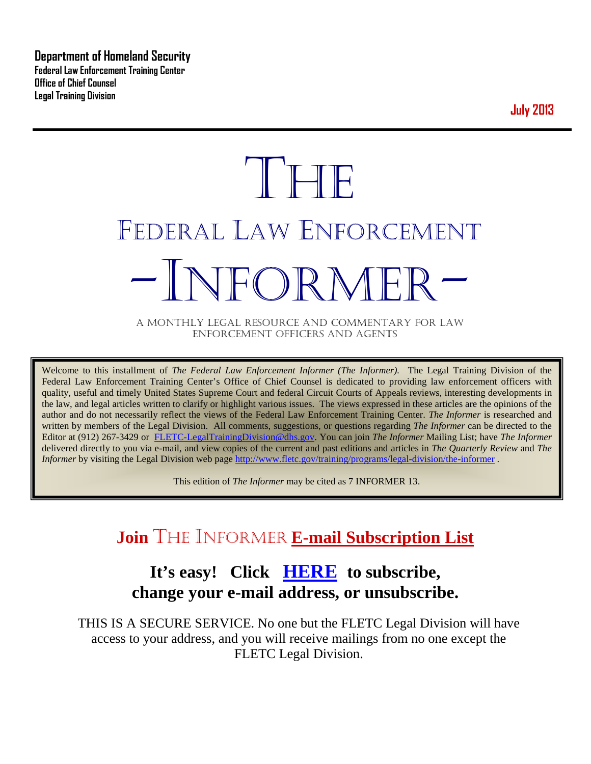**Department of Homeland Security**
**Federal Law Enforcement Training Center**
**Office of Chief Counsel**
**Legal Training Division**

**July 2013**

# THE
# FEDERAL LAW ENFORCEMENT
# -INFORMER-

A MONTHLY LEGAL RESOURCE AND COMMENTARY FOR LAW ENFORCEMENT OFFICERS AND AGENTS

Welcome to this installment of *The Federal Law Enforcement Informer (The Informer).* The Legal Training Division of the Federal Law Enforcement Training Center's Office of Chief Counsel is dedicated to providing law enforcement officers with quality, useful and timely United States Supreme Court and federal Circuit Courts of Appeals reviews, interesting developments in the law, and legal articles written to clarify or highlight various issues. The views expressed in these articles are the opinions of the author and do not necessarily reflect the views of the Federal Law Enforcement Training Center. *The Informer* is researched and written by members of the Legal Division. All comments, suggestions, or questions regarding *The Informer* can be directed to the Editor at (912) 267-3429 or [FLETC-LegalTrainingDivision@dhs.gov](mailto:FLETC-LegalTrainingDivision@dhs.gov). You can join *The Informer* Mailing List; have *The Informer* delivered directly to you via e-mail, and view copies of the current and past editions and articles in *The Quarterly Review* and *The Informer* by visiting the Legal Division web page [http://www.fletc.gov/training/programs/legal-division/the-informer](http://www.fletc.gov/training/programs/legal-division/the-informer) .

This edition of *The Informer* may be cited as 7 INFORMER 13.

## Join THE INFORMER E-mail Subscription List

## It's easy! Click HERE to subscribe, change your e-mail address, or unsubscribe.

THIS IS A SECURE SERVICE. No one but the FLETC Legal Division will have access to your address, and you will receive mailings from no one except the FLETC Legal Division.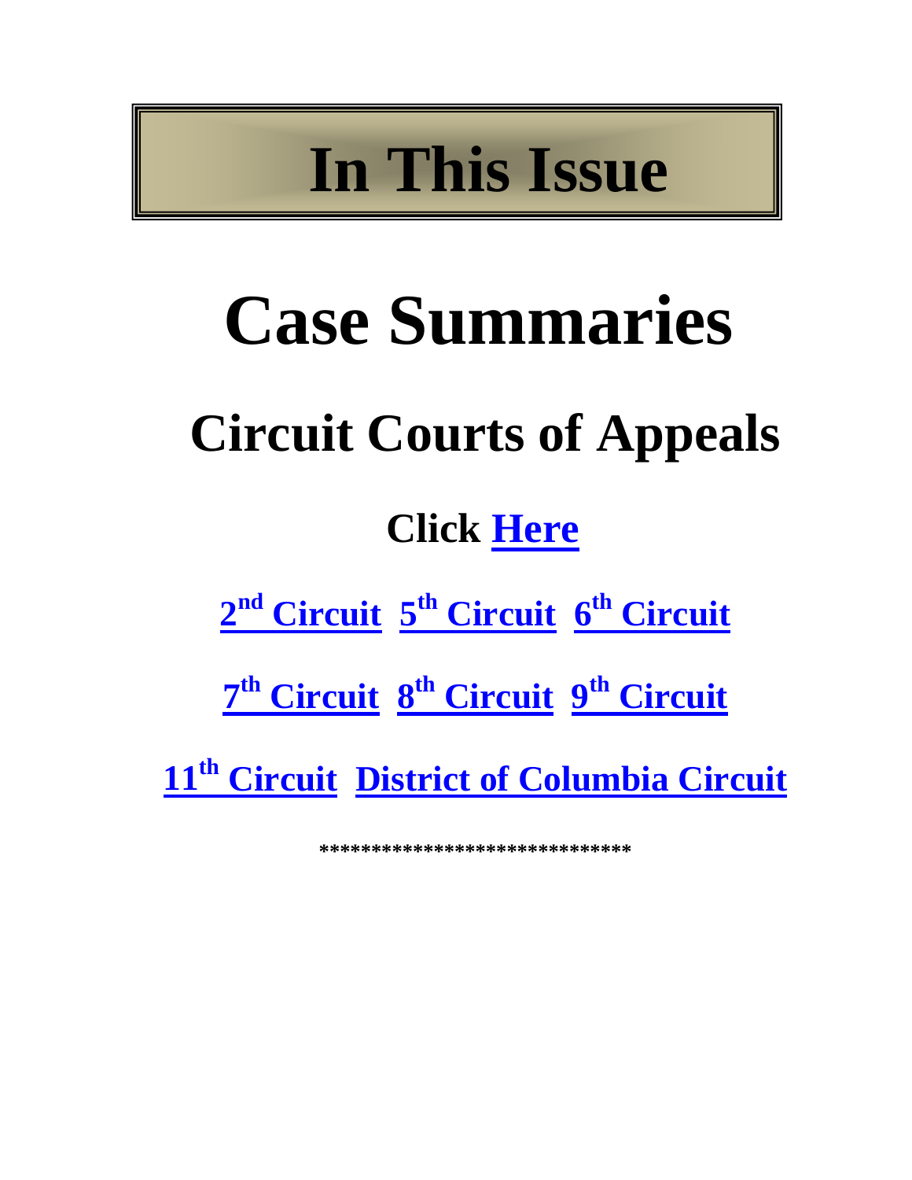# In This Issue

# Case Summaries

## Circuit Courts of Appeals

**Click Here**

**2nd Circuit  5th Circuit  6th Circuit**

**7th Circuit  8th Circuit  9th Circuit**

**11th Circuit  District of Columbia Circuit**

*****************************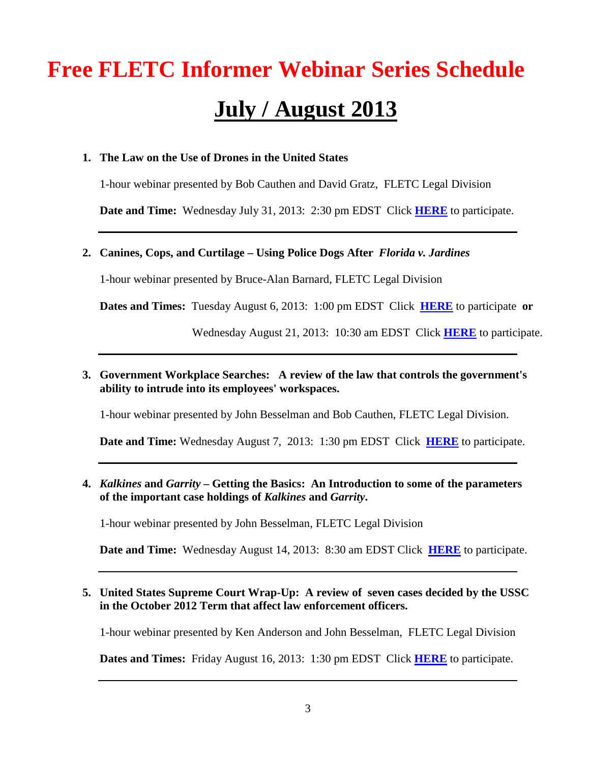# Free FLETC Informer Webinar Series Schedule

## July / August 2013

1. **The Law on the Use of Drones in the United States**

   1-hour webinar presented by Bob Cauthen and David Gratz, FLETC Legal Division

   **Date and Time:** Wednesday July 31, 2013: 2:30 pm EDST Click **HERE** to participate.

---

2. **Canines, Cops, and Curtilage – Using Police Dogs After *Florida v. Jardines***

   1-hour webinar presented by Bruce-Alan Barnard, FLETC Legal Division

   **Dates and Times:** Tuesday August 6, 2013: 1:00 pm EDST Click **HERE** to participate **or**

   Wednesday August 21, 2013: 10:30 am EDST Click **HERE** to participate.

---

3. **Government Workplace Searches: A review of the law that controls the government's ability to intrude into its employees' workspaces.**

   1-hour webinar presented by John Besselman and Bob Cauthen, FLETC Legal Division.

   **Date and Time:** Wednesday August 7, 2013: 1:30 pm EDST Click **HERE** to participate.

---

4. ***Kalkines* and *Garrity* – Getting the Basics: An Introduction to some of the parameters of the important case holdings of *Kalkines* and *Garrity*.**

   1-hour webinar presented by John Besselman, FLETC Legal Division

   **Date and Time:** Wednesday August 14, 2013: 8:30 am EDST Click **HERE** to participate.

---

5. **United States Supreme Court Wrap-Up: A review of seven cases decided by the USSC in the October 2012 Term that affect law enforcement officers.**

   1-hour webinar presented by Ken Anderson and John Besselman, FLETC Legal Division

   **Dates and Times:** Friday August 16, 2013: 1:30 pm EDST Click **HERE** to participate.

---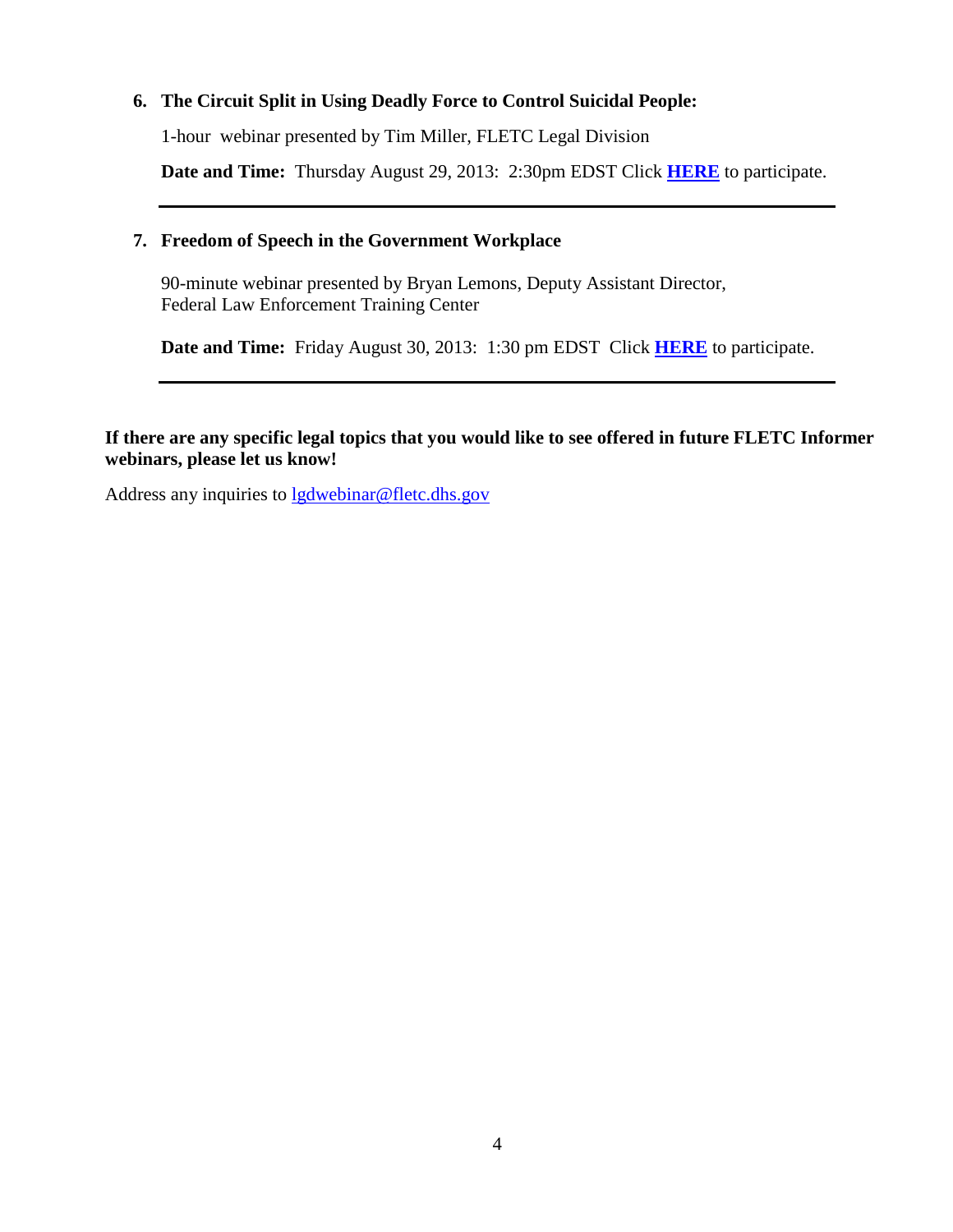6. **The Circuit Split in Using Deadly Force to Control Suicidal People:**

   1-hour webinar presented by Tim Miller, FLETC Legal Division

   **Date and Time:** Thursday August 29, 2013: 2:30pm EDST Click **HERE** to participate.

---

7. **Freedom of Speech in the Government Workplace**

   90-minute webinar presented by Bryan Lemons, Deputy Assistant Director, Federal Law Enforcement Training Center

   **Date and Time:** Friday August 30, 2013: 1:30 pm EDST Click **HERE** to participate.

---

**If there are any specific legal topics that you would like to see offered in future FLETC Informer webinars, please let us know!**

Address any inquiries to lgdwebinar@fletc.dhs.gov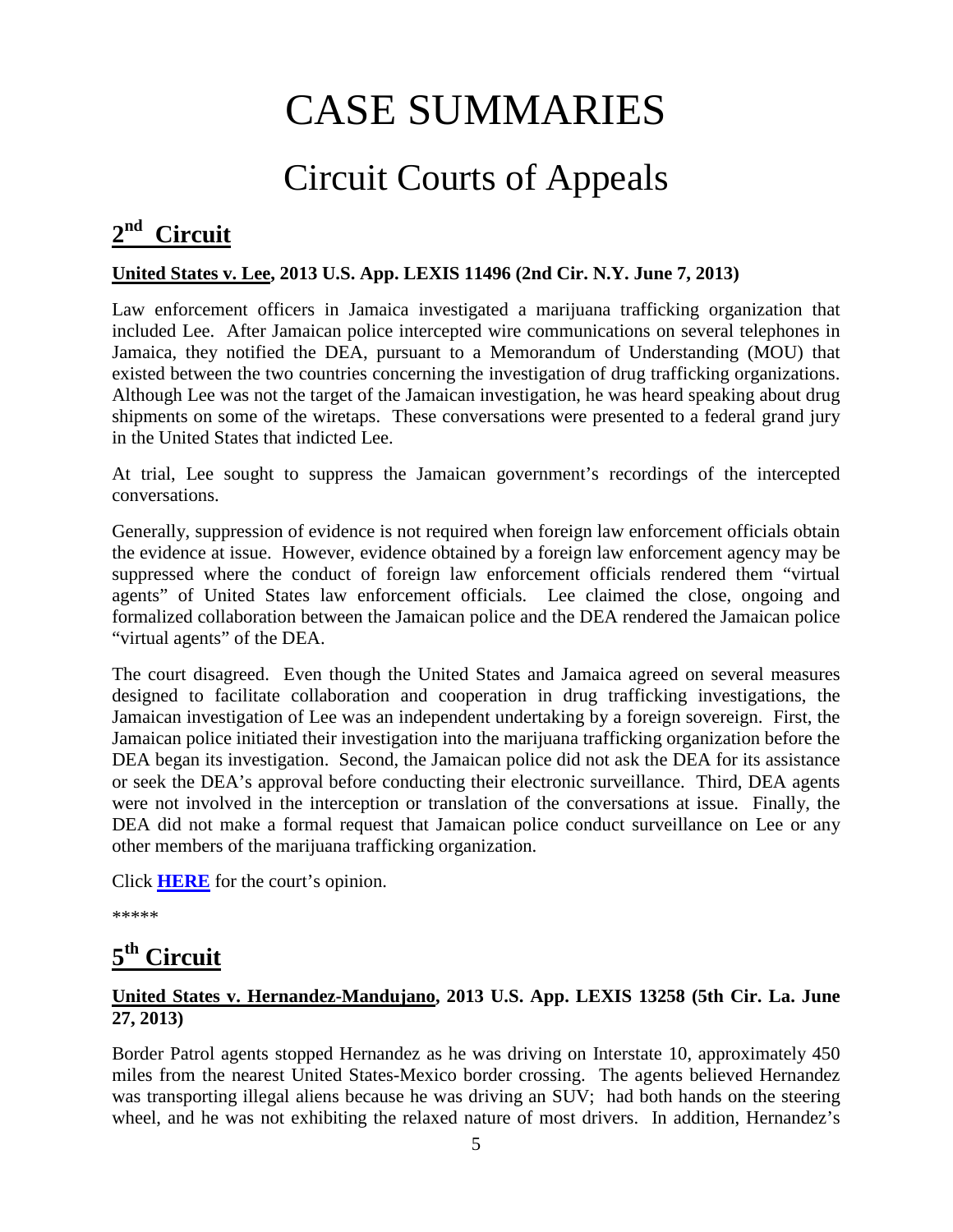# CASE SUMMARIES

## Circuit Courts of Appeals

### 2nd Circuit

**United States v. Lee, 2013 U.S. App. LEXIS 11496 (2nd Cir. N.Y. June 7, 2013)**

Law enforcement officers in Jamaica investigated a marijuana trafficking organization that included Lee. After Jamaican police intercepted wire communications on several telephones in Jamaica, they notified the DEA, pursuant to a Memorandum of Understanding (MOU) that existed between the two countries concerning the investigation of drug trafficking organizations. Although Lee was not the target of the Jamaican investigation, he was heard speaking about drug shipments on some of the wiretaps. These conversations were presented to a federal grand jury in the United States that indicted Lee.

At trial, Lee sought to suppress the Jamaican government's recordings of the intercepted conversations.

Generally, suppression of evidence is not required when foreign law enforcement officials obtain the evidence at issue. However, evidence obtained by a foreign law enforcement agency may be suppressed where the conduct of foreign law enforcement officials rendered them "virtual agents" of United States law enforcement officials. Lee claimed the close, ongoing and formalized collaboration between the Jamaican police and the DEA rendered the Jamaican police "virtual agents" of the DEA.

The court disagreed. Even though the United States and Jamaica agreed on several measures designed to facilitate collaboration and cooperation in drug trafficking investigations, the Jamaican investigation of Lee was an independent undertaking by a foreign sovereign. First, the Jamaican police initiated their investigation into the marijuana trafficking organization before the DEA began its investigation. Second, the Jamaican police did not ask the DEA for its assistance or seek the DEA's approval before conducting their electronic surveillance. Third, DEA agents were not involved in the interception or translation of the conversations at issue. Finally, the DEA did not make a formal request that Jamaican police conduct surveillance on Lee or any other members of the marijuana trafficking organization.

Click **HERE** for the court's opinion.

*****

### 5th Circuit

**United States v. Hernandez-Mandujano, 2013 U.S. App. LEXIS 13258 (5th Cir. La. June 27, 2013)**

Border Patrol agents stopped Hernandez as he was driving on Interstate 10, approximately 450 miles from the nearest United States-Mexico border crossing. The agents believed Hernandez was transporting illegal aliens because he was driving an SUV; had both hands on the steering wheel, and he was not exhibiting the relaxed nature of most drivers. In addition, Hernandez's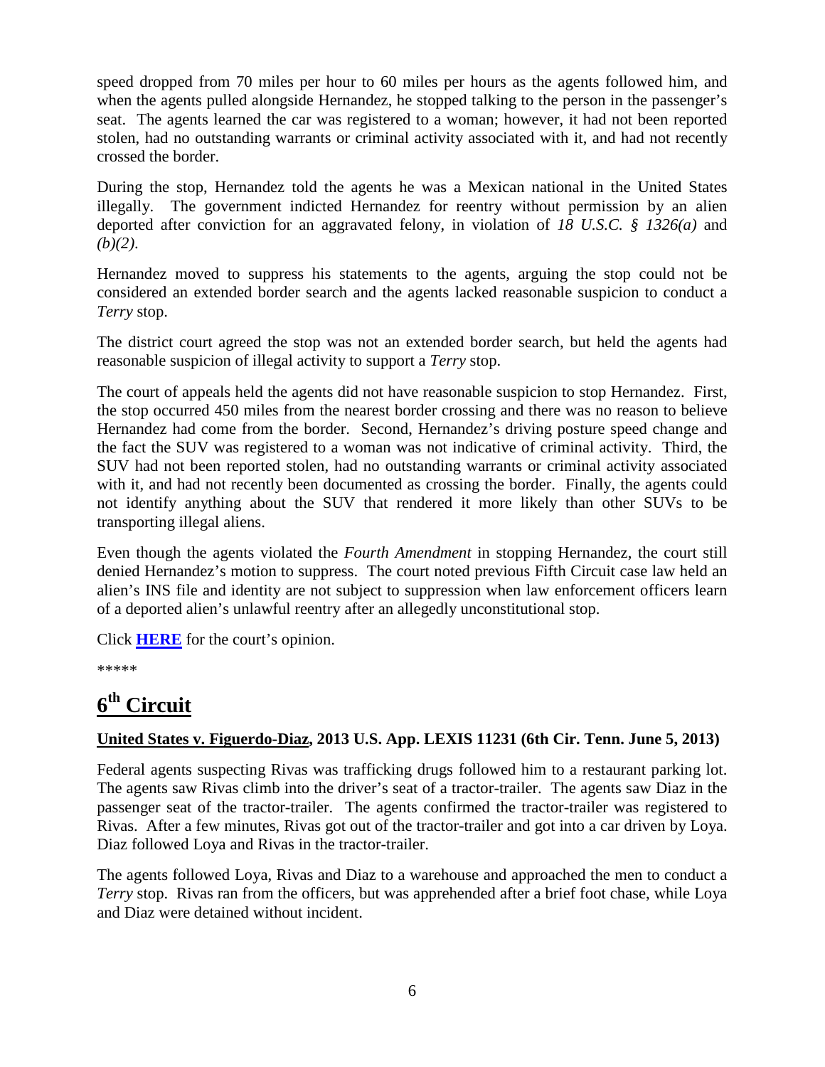speed dropped from 70 miles per hour to 60 miles per hours as the agents followed him, and when the agents pulled alongside Hernandez, he stopped talking to the person in the passenger's seat. The agents learned the car was registered to a woman; however, it had not been reported stolen, had no outstanding warrants or criminal activity associated with it, and had not recently crossed the border.

During the stop, Hernandez told the agents he was a Mexican national in the United States illegally. The government indicted Hernandez for reentry without permission by an alien deported after conviction for an aggravated felony, in violation of *18 U.S.C. § 1326(a)* and *(b)(2)*.

Hernandez moved to suppress his statements to the agents, arguing the stop could not be considered an extended border search and the agents lacked reasonable suspicion to conduct a *Terry* stop.

The district court agreed the stop was not an extended border search, but held the agents had reasonable suspicion of illegal activity to support a *Terry* stop.

The court of appeals held the agents did not have reasonable suspicion to stop Hernandez. First, the stop occurred 450 miles from the nearest border crossing and there was no reason to believe Hernandez had come from the border. Second, Hernandez's driving posture speed change and the fact the SUV was registered to a woman was not indicative of criminal activity. Third, the SUV had not been reported stolen, had no outstanding warrants or criminal activity associated with it, and had not recently been documented as crossing the border. Finally, the agents could not identify anything about the SUV that rendered it more likely than other SUVs to be transporting illegal aliens.

Even though the agents violated the *Fourth Amendment* in stopping Hernandez, the court still denied Hernandez's motion to suppress. The court noted previous Fifth Circuit case law held an alien's INS file and identity are not subject to suppression when law enforcement officers learn of a deported alien's unlawful reentry after an allegedly unconstitutional stop.

Click **HERE** for the court's opinion.

*****

## 6th Circuit

**United States v. Figuerdo-Diaz, 2013 U.S. App. LEXIS 11231 (6th Cir. Tenn. June 5, 2013)**

Federal agents suspecting Rivas was trafficking drugs followed him to a restaurant parking lot. The agents saw Rivas climb into the driver's seat of a tractor-trailer. The agents saw Diaz in the passenger seat of the tractor-trailer. The agents confirmed the tractor-trailer was registered to Rivas. After a few minutes, Rivas got out of the tractor-trailer and got into a car driven by Loya. Diaz followed Loya and Rivas in the tractor-trailer.

The agents followed Loya, Rivas and Diaz to a warehouse and approached the men to conduct a *Terry* stop. Rivas ran from the officers, but was apprehended after a brief foot chase, while Loya and Diaz were detained without incident.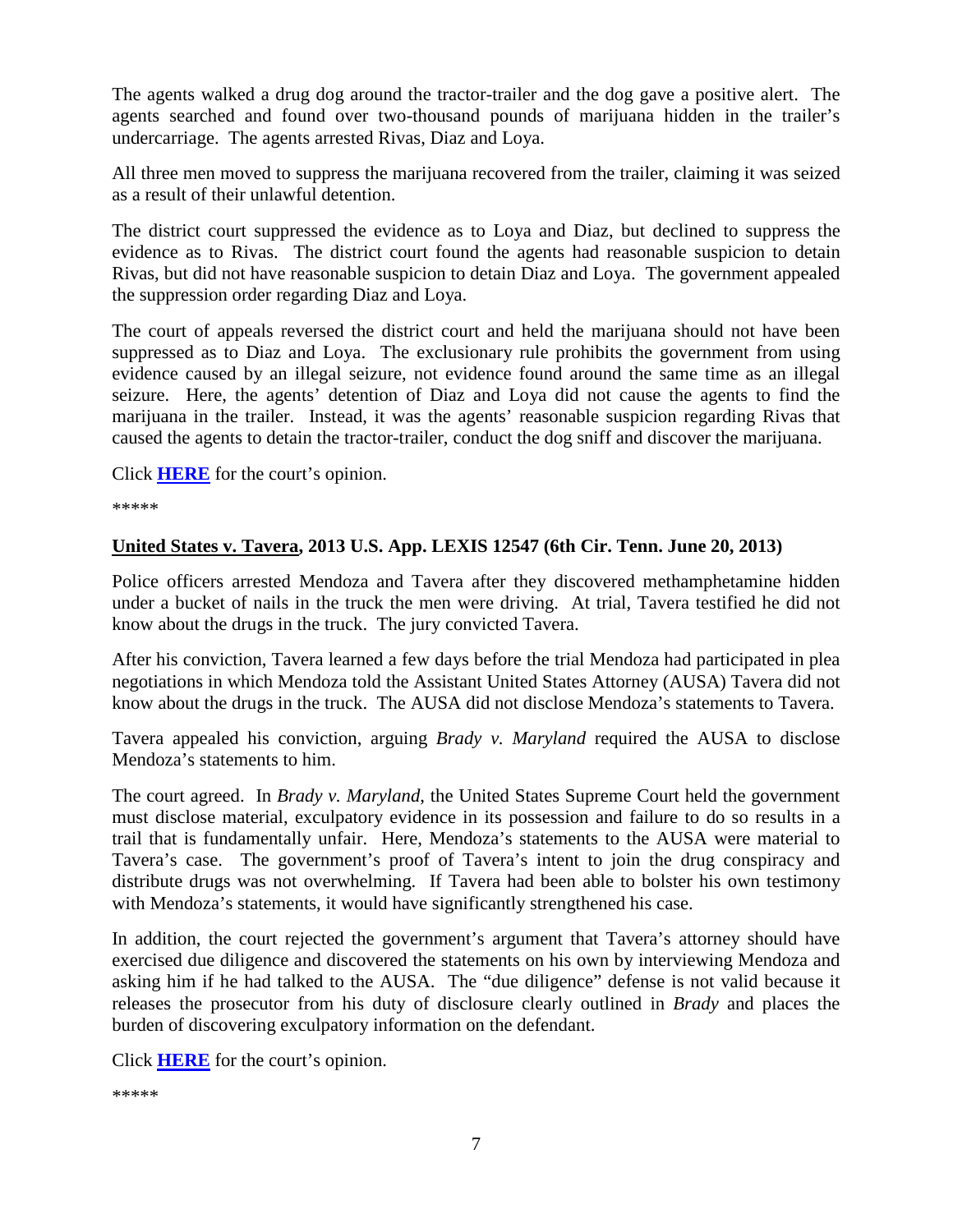The agents walked a drug dog around the tractor-trailer and the dog gave a positive alert. The agents searched and found over two-thousand pounds of marijuana hidden in the trailer's undercarriage. The agents arrested Rivas, Diaz and Loya.

All three men moved to suppress the marijuana recovered from the trailer, claiming it was seized as a result of their unlawful detention.

The district court suppressed the evidence as to Loya and Diaz, but declined to suppress the evidence as to Rivas. The district court found the agents had reasonable suspicion to detain Rivas, but did not have reasonable suspicion to detain Diaz and Loya. The government appealed the suppression order regarding Diaz and Loya.

The court of appeals reversed the district court and held the marijuana should not have been suppressed as to Diaz and Loya. The exclusionary rule prohibits the government from using evidence caused by an illegal seizure, not evidence found around the same time as an illegal seizure. Here, the agents' detention of Diaz and Loya did not cause the agents to find the marijuana in the trailer. Instead, it was the agents' reasonable suspicion regarding Rivas that caused the agents to detain the tractor-trailer, conduct the dog sniff and discover the marijuana.

Click **HERE** for the court's opinion.

*****

**United States v. Tavera, 2013 U.S. App. LEXIS 12547 (6th Cir. Tenn. June 20, 2013)**

Police officers arrested Mendoza and Tavera after they discovered methamphetamine hidden under a bucket of nails in the truck the men were driving. At trial, Tavera testified he did not know about the drugs in the truck. The jury convicted Tavera.

After his conviction, Tavera learned a few days before the trial Mendoza had participated in plea negotiations in which Mendoza told the Assistant United States Attorney (AUSA) Tavera did not know about the drugs in the truck. The AUSA did not disclose Mendoza's statements to Tavera.

Tavera appealed his conviction, arguing *Brady v. Maryland* required the AUSA to disclose Mendoza's statements to him.

The court agreed. In *Brady v. Maryland*, the United States Supreme Court held the government must disclose material, exculpatory evidence in its possession and failure to do so results in a trail that is fundamentally unfair. Here, Mendoza's statements to the AUSA were material to Tavera's case. The government's proof of Tavera's intent to join the drug conspiracy and distribute drugs was not overwhelming. If Tavera had been able to bolster his own testimony with Mendoza's statements, it would have significantly strengthened his case.

In addition, the court rejected the government's argument that Tavera's attorney should have exercised due diligence and discovered the statements on his own by interviewing Mendoza and asking him if he had talked to the AUSA. The "due diligence" defense is not valid because it releases the prosecutor from his duty of disclosure clearly outlined in *Brady* and places the burden of discovering exculpatory information on the defendant.

Click **HERE** for the court's opinion.

*****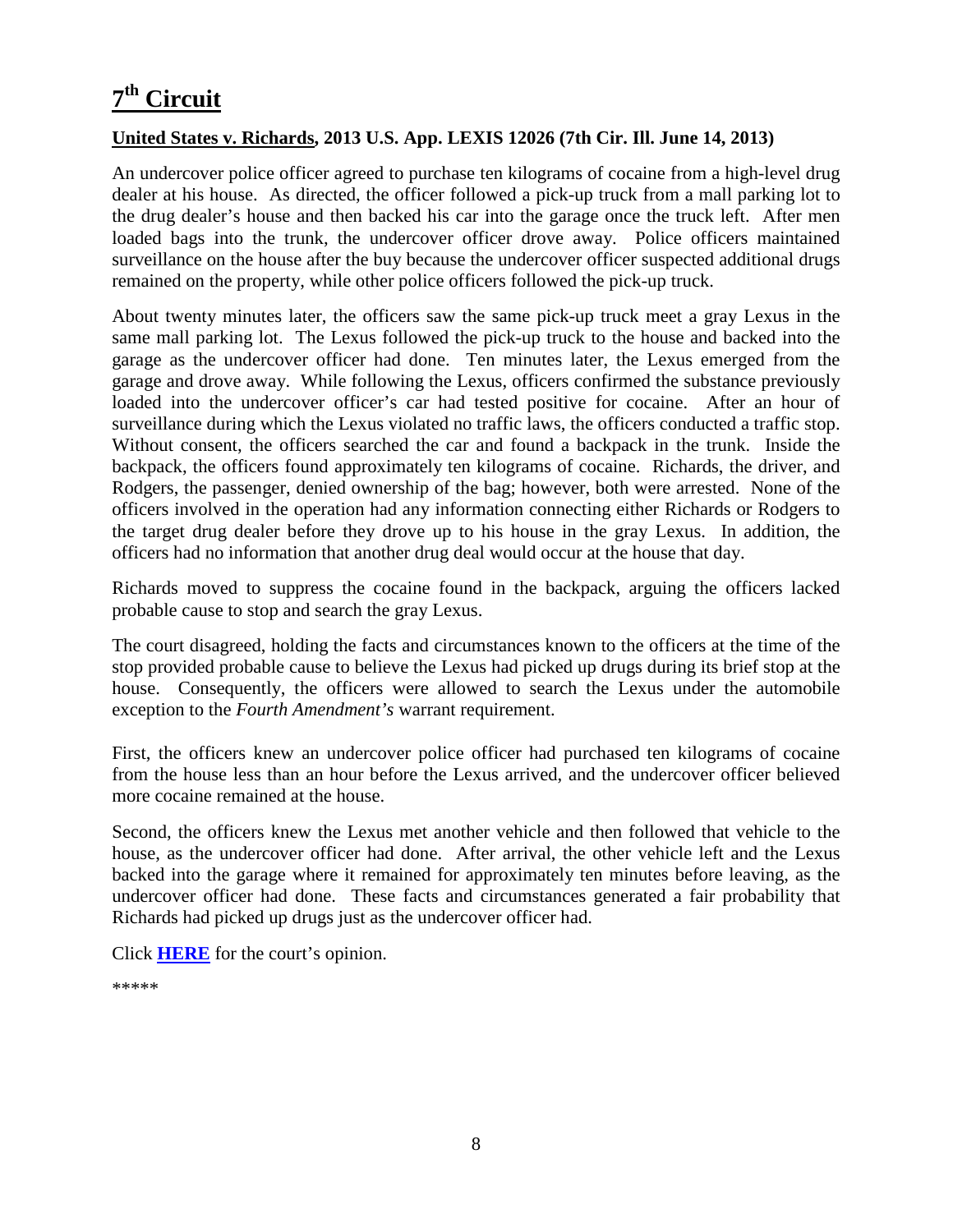# 7[th] Circuit

**United States v. Richards, 2013 U.S. App. LEXIS 12026 (7th Cir. Ill. June 14, 2013)**

An undercover police officer agreed to purchase ten kilograms of cocaine from a high-level drug dealer at his house. As directed, the officer followed a pick-up truck from a mall parking lot to the drug dealer's house and then backed his car into the garage once the truck left. After men loaded bags into the trunk, the undercover officer drove away. Police officers maintained surveillance on the house after the buy because the undercover officer suspected additional drugs remained on the property, while other police officers followed the pick-up truck.

About twenty minutes later, the officers saw the same pick-up truck meet a gray Lexus in the same mall parking lot. The Lexus followed the pick-up truck to the house and backed into the garage as the undercover officer had done. Ten minutes later, the Lexus emerged from the garage and drove away. While following the Lexus, officers confirmed the substance previously loaded into the undercover officer's car had tested positive for cocaine. After an hour of surveillance during which the Lexus violated no traffic laws, the officers conducted a traffic stop. Without consent, the officers searched the car and found a backpack in the trunk. Inside the backpack, the officers found approximately ten kilograms of cocaine. Richards, the driver, and Rodgers, the passenger, denied ownership of the bag; however, both were arrested. None of the officers involved in the operation had any information connecting either Richards or Rodgers to the target drug dealer before they drove up to his house in the gray Lexus. In addition, the officers had no information that another drug deal would occur at the house that day.

Richards moved to suppress the cocaine found in the backpack, arguing the officers lacked probable cause to stop and search the gray Lexus.

The court disagreed, holding the facts and circumstances known to the officers at the time of the stop provided probable cause to believe the Lexus had picked up drugs during its brief stop at the house. Consequently, the officers were allowed to search the Lexus under the automobile exception to the *Fourth Amendment's* warrant requirement.

First, the officers knew an undercover police officer had purchased ten kilograms of cocaine from the house less than an hour before the Lexus arrived, and the undercover officer believed more cocaine remained at the house.

Second, the officers knew the Lexus met another vehicle and then followed that vehicle to the house, as the undercover officer had done. After arrival, the other vehicle left and the Lexus backed into the garage where it remained for approximately ten minutes before leaving, as the undercover officer had done. These facts and circumstances generated a fair probability that Richards had picked up drugs just as the undercover officer had.

Click **HERE** for the court's opinion.

*****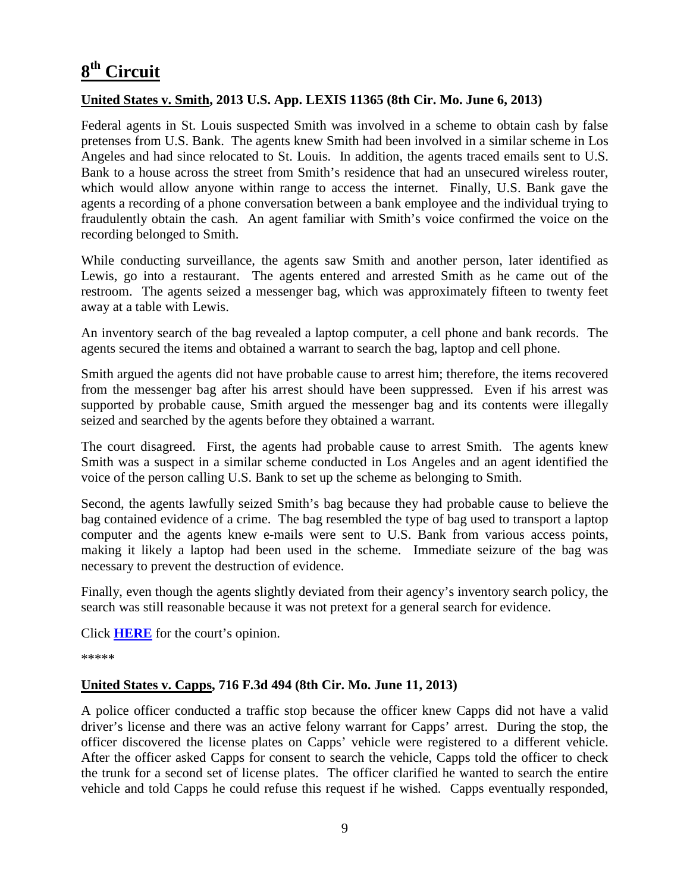# 8th Circuit

**United States v. Smith, 2013 U.S. App. LEXIS 11365 (8th Cir. Mo. June 6, 2013)**

Federal agents in St. Louis suspected Smith was involved in a scheme to obtain cash by false pretenses from U.S. Bank. The agents knew Smith had been involved in a similar scheme in Los Angeles and had since relocated to St. Louis. In addition, the agents traced emails sent to U.S. Bank to a house across the street from Smith's residence that had an unsecured wireless router, which would allow anyone within range to access the internet. Finally, U.S. Bank gave the agents a recording of a phone conversation between a bank employee and the individual trying to fraudulently obtain the cash. An agent familiar with Smith's voice confirmed the voice on the recording belonged to Smith.

While conducting surveillance, the agents saw Smith and another person, later identified as Lewis, go into a restaurant. The agents entered and arrested Smith as he came out of the restroom. The agents seized a messenger bag, which was approximately fifteen to twenty feet away at a table with Lewis.

An inventory search of the bag revealed a laptop computer, a cell phone and bank records. The agents secured the items and obtained a warrant to search the bag, laptop and cell phone.

Smith argued the agents did not have probable cause to arrest him; therefore, the items recovered from the messenger bag after his arrest should have been suppressed. Even if his arrest was supported by probable cause, Smith argued the messenger bag and its contents were illegally seized and searched by the agents before they obtained a warrant.

The court disagreed. First, the agents had probable cause to arrest Smith. The agents knew Smith was a suspect in a similar scheme conducted in Los Angeles and an agent identified the voice of the person calling U.S. Bank to set up the scheme as belonging to Smith.

Second, the agents lawfully seized Smith's bag because they had probable cause to believe the bag contained evidence of a crime. The bag resembled the type of bag used to transport a laptop computer and the agents knew e-mails were sent to U.S. Bank from various access points, making it likely a laptop had been used in the scheme. Immediate seizure of the bag was necessary to prevent the destruction of evidence.

Finally, even though the agents slightly deviated from their agency's inventory search policy, the search was still reasonable because it was not pretext for a general search for evidence.

Click **HERE** for the court's opinion.

*****

**United States v. Capps, 716 F.3d 494 (8th Cir. Mo. June 11, 2013)**

A police officer conducted a traffic stop because the officer knew Capps did not have a valid driver's license and there was an active felony warrant for Capps' arrest. During the stop, the officer discovered the license plates on Capps' vehicle were registered to a different vehicle. After the officer asked Capps for consent to search the vehicle, Capps told the officer to check the trunk for a second set of license plates. The officer clarified he wanted to search the entire vehicle and told Capps he could refuse this request if he wished. Capps eventually responded,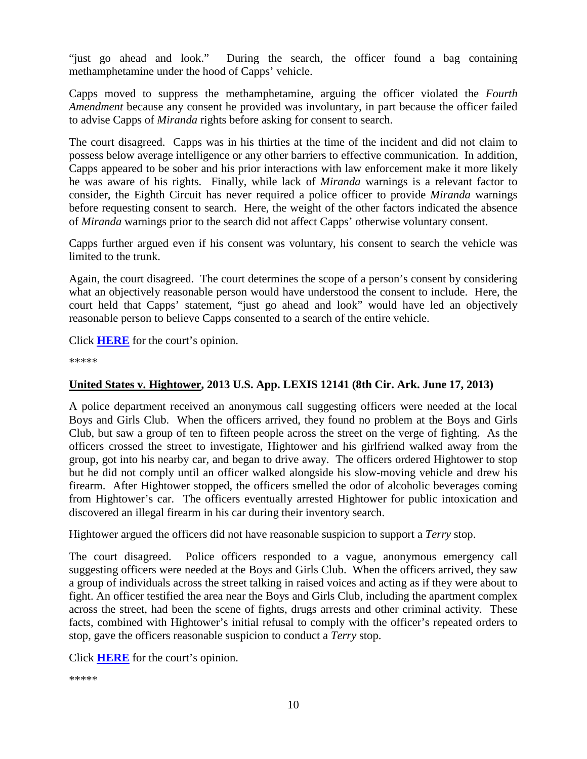"just go ahead and look." During the search, the officer found a bag containing methamphetamine under the hood of Capps' vehicle.

Capps moved to suppress the methamphetamine, arguing the officer violated the *Fourth Amendment* because any consent he provided was involuntary, in part because the officer failed to advise Capps of *Miranda* rights before asking for consent to search.

The court disagreed. Capps was in his thirties at the time of the incident and did not claim to possess below average intelligence or any other barriers to effective communication. In addition, Capps appeared to be sober and his prior interactions with law enforcement make it more likely he was aware of his rights. Finally, while lack of *Miranda* warnings is a relevant factor to consider, the Eighth Circuit has never required a police officer to provide *Miranda* warnings before requesting consent to search. Here, the weight of the other factors indicated the absence of *Miranda* warnings prior to the search did not affect Capps' otherwise voluntary consent.

Capps further argued even if his consent was voluntary, his consent to search the vehicle was limited to the trunk.

Again, the court disagreed. The court determines the scope of a person's consent by considering what an objectively reasonable person would have understood the consent to include. Here, the court held that Capps' statement, "just go ahead and look" would have led an objectively reasonable person to believe Capps consented to a search of the entire vehicle.

Click **HERE** for the court's opinion.

*****

**United States v. Hightower, 2013 U.S. App. LEXIS 12141 (8th Cir. Ark. June 17, 2013)**

A police department received an anonymous call suggesting officers were needed at the local Boys and Girls Club. When the officers arrived, they found no problem at the Boys and Girls Club, but saw a group of ten to fifteen people across the street on the verge of fighting. As the officers crossed the street to investigate, Hightower and his girlfriend walked away from the group, got into his nearby car, and began to drive away. The officers ordered Hightower to stop but he did not comply until an officer walked alongside his slow-moving vehicle and drew his firearm. After Hightower stopped, the officers smelled the odor of alcoholic beverages coming from Hightower's car. The officers eventually arrested Hightower for public intoxication and discovered an illegal firearm in his car during their inventory search.

Hightower argued the officers did not have reasonable suspicion to support a *Terry* stop.

The court disagreed. Police officers responded to a vague, anonymous emergency call suggesting officers were needed at the Boys and Girls Club. When the officers arrived, they saw a group of individuals across the street talking in raised voices and acting as if they were about to fight. An officer testified the area near the Boys and Girls Club, including the apartment complex across the street, had been the scene of fights, drugs arrests and other criminal activity. These facts, combined with Hightower's initial refusal to comply with the officer's repeated orders to stop, gave the officers reasonable suspicion to conduct a *Terry* stop.

Click **HERE** for the court's opinion.

*****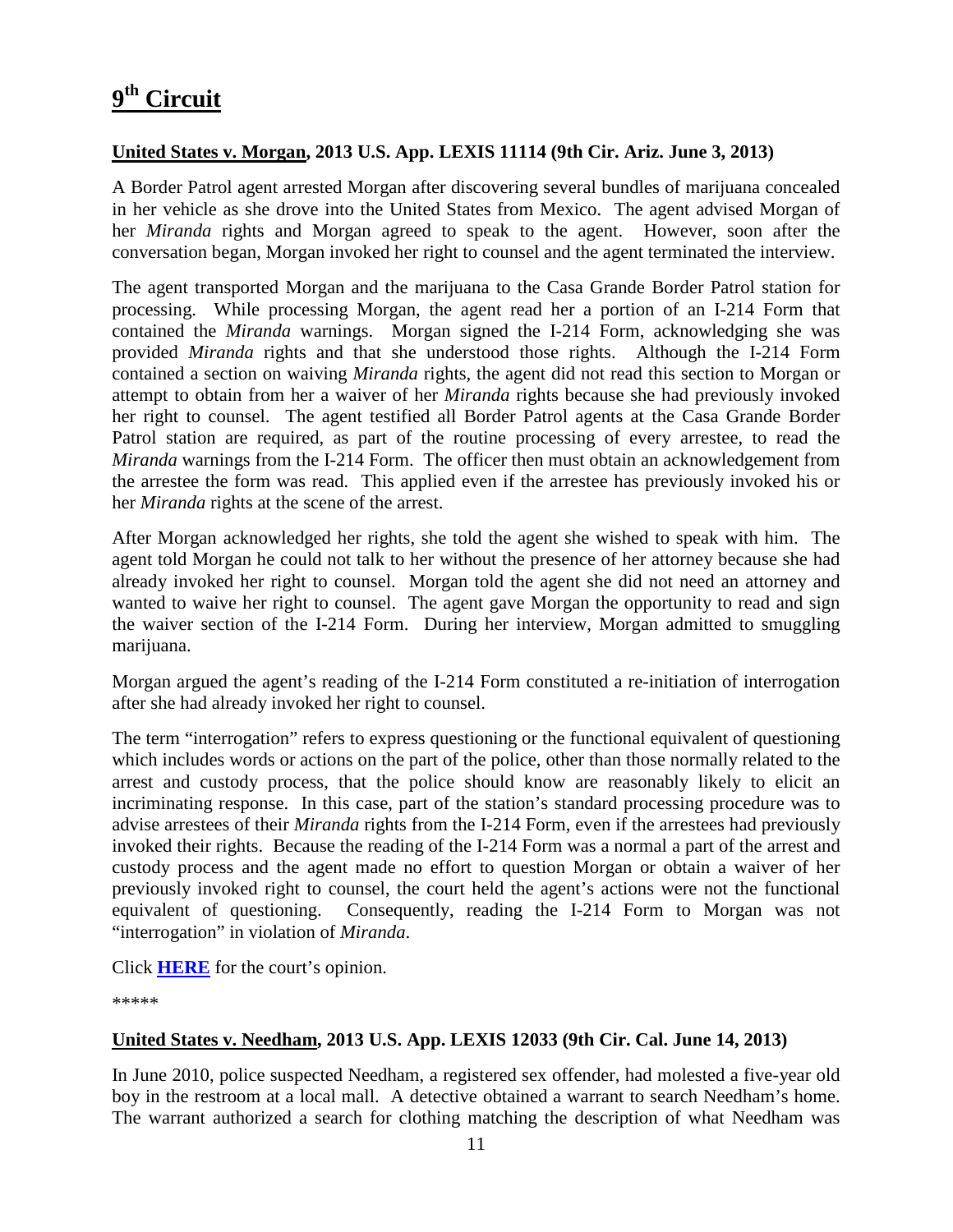# 9th Circuit

**United States v. Morgan, 2013 U.S. App. LEXIS 11114 (9th Cir. Ariz. June 3, 2013)**

A Border Patrol agent arrested Morgan after discovering several bundles of marijuana concealed in her vehicle as she drove into the United States from Mexico. The agent advised Morgan of her *Miranda* rights and Morgan agreed to speak to the agent. However, soon after the conversation began, Morgan invoked her right to counsel and the agent terminated the interview.

The agent transported Morgan and the marijuana to the Casa Grande Border Patrol station for processing. While processing Morgan, the agent read her a portion of an I-214 Form that contained the *Miranda* warnings. Morgan signed the I-214 Form, acknowledging she was provided *Miranda* rights and that she understood those rights. Although the I-214 Form contained a section on waiving *Miranda* rights, the agent did not read this section to Morgan or attempt to obtain from her a waiver of her *Miranda* rights because she had previously invoked her right to counsel. The agent testified all Border Patrol agents at the Casa Grande Border Patrol station are required, as part of the routine processing of every arrestee, to read the *Miranda* warnings from the I-214 Form. The officer then must obtain an acknowledgement from the arrestee the form was read. This applied even if the arrestee has previously invoked his or her *Miranda* rights at the scene of the arrest.

After Morgan acknowledged her rights, she told the agent she wished to speak with him. The agent told Morgan he could not talk to her without the presence of her attorney because she had already invoked her right to counsel. Morgan told the agent she did not need an attorney and wanted to waive her right to counsel. The agent gave Morgan the opportunity to read and sign the waiver section of the I-214 Form. During her interview, Morgan admitted to smuggling marijuana.

Morgan argued the agent's reading of the I-214 Form constituted a re-initiation of interrogation after she had already invoked her right to counsel.

The term "interrogation" refers to express questioning or the functional equivalent of questioning which includes words or actions on the part of the police, other than those normally related to the arrest and custody process, that the police should know are reasonably likely to elicit an incriminating response. In this case, part of the station's standard processing procedure was to advise arrestees of their *Miranda* rights from the I-214 Form, even if the arrestees had previously invoked their rights. Because the reading of the I-214 Form was a normal a part of the arrest and custody process and the agent made no effort to question Morgan or obtain a waiver of her previously invoked right to counsel, the court held the agent's actions were not the functional equivalent of questioning. Consequently, reading the I-214 Form to Morgan was not "interrogation" in violation of *Miranda*.

Click **HERE** for the court's opinion.

\*\*\*\*\*

**United States v. Needham, 2013 U.S. App. LEXIS 12033 (9th Cir. Cal. June 14, 2013)**

In June 2010, police suspected Needham, a registered sex offender, had molested a five-year old boy in the restroom at a local mall. A detective obtained a warrant to search Needham's home. The warrant authorized a search for clothing matching the description of what Needham was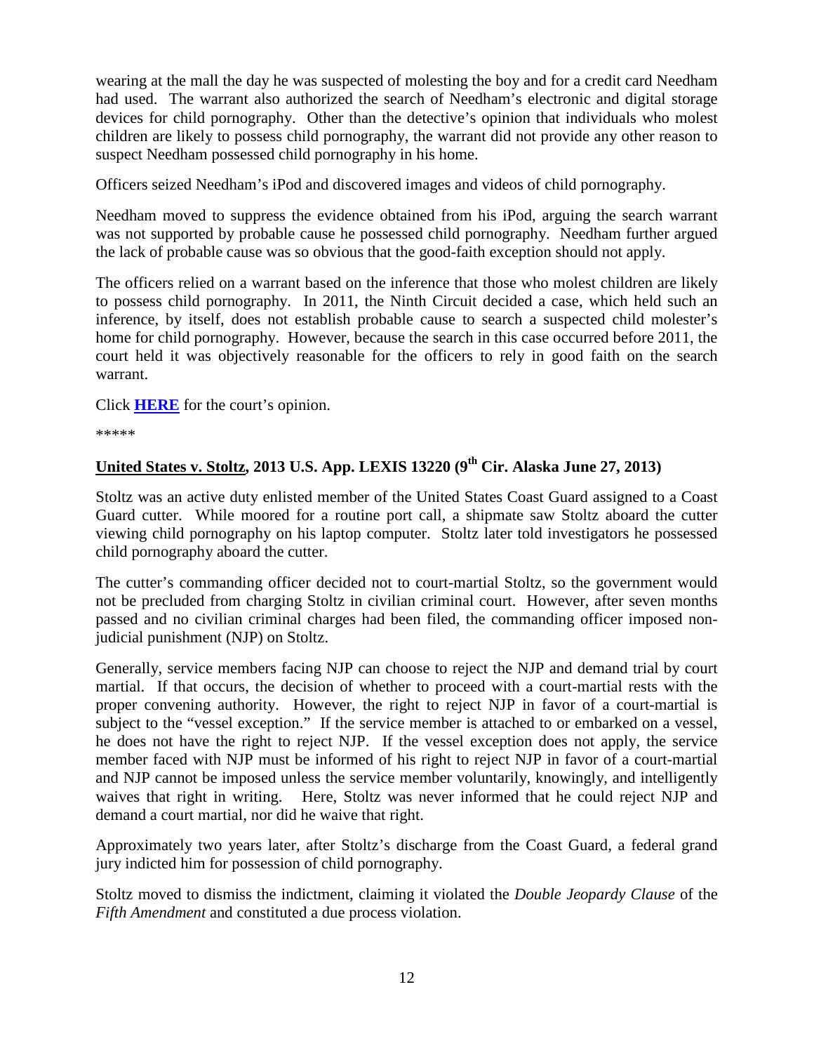wearing at the mall the day he was suspected of molesting the boy and for a credit card Needham had used. The warrant also authorized the search of Needham's electronic and digital storage devices for child pornography. Other than the detective's opinion that individuals who molest children are likely to possess child pornography, the warrant did not provide any other reason to suspect Needham possessed child pornography in his home.

Officers seized Needham's iPod and discovered images and videos of child pornography.

Needham moved to suppress the evidence obtained from his iPod, arguing the search warrant was not supported by probable cause he possessed child pornography. Needham further argued the lack of probable cause was so obvious that the good-faith exception should not apply.

The officers relied on a warrant based on the inference that those who molest children are likely to possess child pornography. In 2011, the Ninth Circuit decided a case, which held such an inference, by itself, does not establish probable cause to search a suspected child molester's home for child pornography. However, because the search in this case occurred before 2011, the court held it was objectively reasonable for the officers to rely in good faith on the search warrant.

Click **HERE** for the court's opinion.

*****

**United States v. Stoltz, 2013 U.S. App. LEXIS 13220 (9th Cir. Alaska June 27, 2013)**

Stoltz was an active duty enlisted member of the United States Coast Guard assigned to a Coast Guard cutter. While moored for a routine port call, a shipmate saw Stoltz aboard the cutter viewing child pornography on his laptop computer. Stoltz later told investigators he possessed child pornography aboard the cutter.

The cutter's commanding officer decided not to court-martial Stoltz, so the government would not be precluded from charging Stoltz in civilian criminal court. However, after seven months passed and no civilian criminal charges had been filed, the commanding officer imposed non-judicial punishment (NJP) on Stoltz.

Generally, service members facing NJP can choose to reject the NJP and demand trial by court martial. If that occurs, the decision of whether to proceed with a court-martial rests with the proper convening authority. However, the right to reject NJP in favor of a court-martial is subject to the "vessel exception." If the service member is attached to or embarked on a vessel, he does not have the right to reject NJP. If the vessel exception does not apply, the service member faced with NJP must be informed of his right to reject NJP in favor of a court-martial and NJP cannot be imposed unless the service member voluntarily, knowingly, and intelligently waives that right in writing. Here, Stoltz was never informed that he could reject NJP and demand a court martial, nor did he waive that right.

Approximately two years later, after Stoltz's discharge from the Coast Guard, a federal grand jury indicted him for possession of child pornography.

Stoltz moved to dismiss the indictment, claiming it violated the *Double Jeopardy Clause* of the *Fifth Amendment* and constituted a due process violation.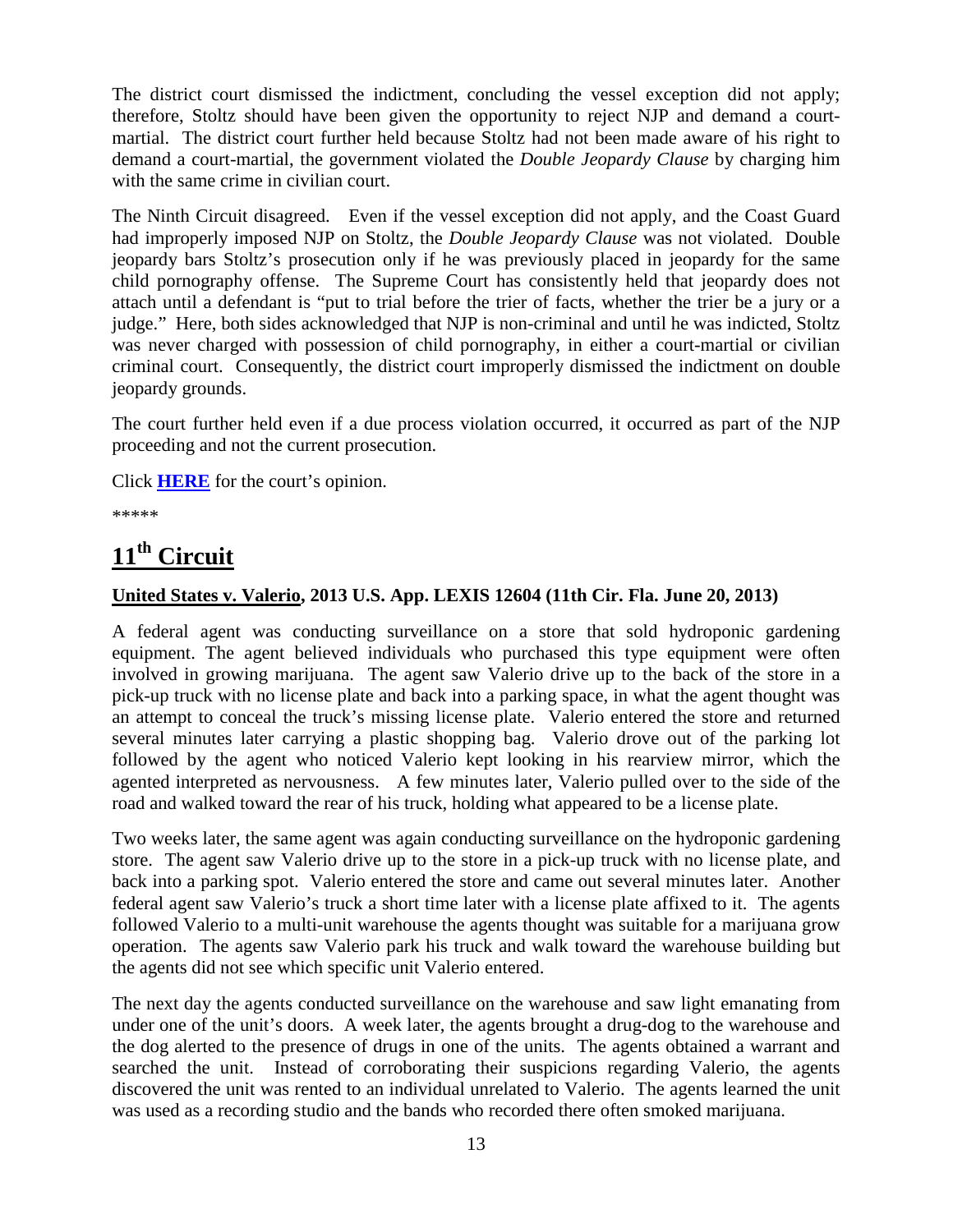The district court dismissed the indictment, concluding the vessel exception did not apply; therefore, Stoltz should have been given the opportunity to reject NJP and demand a court-martial. The district court further held because Stoltz had not been made aware of his right to demand a court-martial, the government violated the *Double Jeopardy Clause* by charging him with the same crime in civilian court.

The Ninth Circuit disagreed. Even if the vessel exception did not apply, and the Coast Guard had improperly imposed NJP on Stoltz, the *Double Jeopardy Clause* was not violated. Double jeopardy bars Stoltz's prosecution only if he was previously placed in jeopardy for the same child pornography offense. The Supreme Court has consistently held that jeopardy does not attach until a defendant is "put to trial before the trier of facts, whether the trier be a jury or a judge." Here, both sides acknowledged that NJP is non-criminal and until he was indicted, Stoltz was never charged with possession of child pornography, in either a court-martial or civilian criminal court. Consequently, the district court improperly dismissed the indictment on double jeopardy grounds.

The court further held even if a due process violation occurred, it occurred as part of the NJP proceeding and not the current prosecution.

Click **HERE** for the court's opinion.

*****

# 11th Circuit

**United States v. Valerio, 2013 U.S. App. LEXIS 12604 (11th Cir. Fla. June 20, 2013)**

A federal agent was conducting surveillance on a store that sold hydroponic gardening equipment. The agent believed individuals who purchased this type equipment were often involved in growing marijuana. The agent saw Valerio drive up to the back of the store in a pick-up truck with no license plate and back into a parking space, in what the agent thought was an attempt to conceal the truck's missing license plate. Valerio entered the store and returned several minutes later carrying a plastic shopping bag. Valerio drove out of the parking lot followed by the agent who noticed Valerio kept looking in his rearview mirror, which the agented interpreted as nervousness. A few minutes later, Valerio pulled over to the side of the road and walked toward the rear of his truck, holding what appeared to be a license plate.

Two weeks later, the same agent was again conducting surveillance on the hydroponic gardening store. The agent saw Valerio drive up to the store in a pick-up truck with no license plate, and back into a parking spot. Valerio entered the store and came out several minutes later. Another federal agent saw Valerio's truck a short time later with a license plate affixed to it. The agents followed Valerio to a multi-unit warehouse the agents thought was suitable for a marijuana grow operation. The agents saw Valerio park his truck and walk toward the warehouse building but the agents did not see which specific unit Valerio entered.

The next day the agents conducted surveillance on the warehouse and saw light emanating from under one of the unit's doors. A week later, the agents brought a drug-dog to the warehouse and the dog alerted to the presence of drugs in one of the units. The agents obtained a warrant and searched the unit. Instead of corroborating their suspicions regarding Valerio, the agents discovered the unit was rented to an individual unrelated to Valerio. The agents learned the unit was used as a recording studio and the bands who recorded there often smoked marijuana.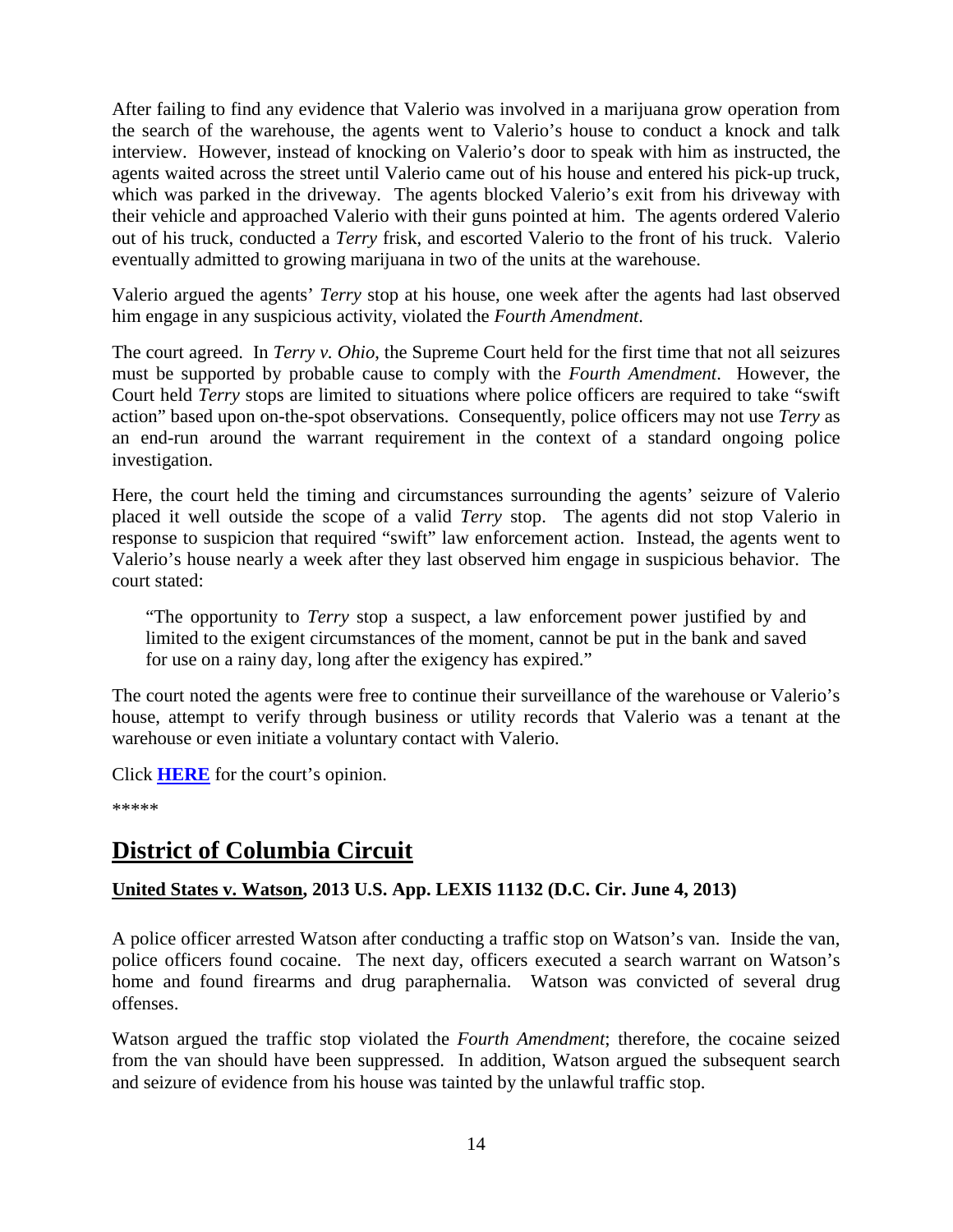After failing to find any evidence that Valerio was involved in a marijuana grow operation from the search of the warehouse, the agents went to Valerio's house to conduct a knock and talk interview. However, instead of knocking on Valerio's door to speak with him as instructed, the agents waited across the street until Valerio came out of his house and entered his pick-up truck, which was parked in the driveway. The agents blocked Valerio's exit from his driveway with their vehicle and approached Valerio with their guns pointed at him. The agents ordered Valerio out of his truck, conducted a *Terry* frisk, and escorted Valerio to the front of his truck. Valerio eventually admitted to growing marijuana in two of the units at the warehouse.

Valerio argued the agents' *Terry* stop at his house, one week after the agents had last observed him engage in any suspicious activity, violated the *Fourth Amendment*.

The court agreed. In *Terry v. Ohio*, the Supreme Court held for the first time that not all seizures must be supported by probable cause to comply with the *Fourth Amendment*. However, the Court held *Terry* stops are limited to situations where police officers are required to take "swift action" based upon on-the-spot observations. Consequently, police officers may not use *Terry* as an end-run around the warrant requirement in the context of a standard ongoing police investigation.

Here, the court held the timing and circumstances surrounding the agents' seizure of Valerio placed it well outside the scope of a valid *Terry* stop. The agents did not stop Valerio in response to suspicion that required "swift" law enforcement action. Instead, the agents went to Valerio's house nearly a week after they last observed him engage in suspicious behavior. The court stated:

> "The opportunity to *Terry* stop a suspect, a law enforcement power justified by and limited to the exigent circumstances of the moment, cannot be put in the bank and saved for use on a rainy day, long after the exigency has expired."

The court noted the agents were free to continue their surveillance of the warehouse or Valerio's house, attempt to verify through business or utility records that Valerio was a tenant at the warehouse or even initiate a voluntary contact with Valerio.

Click **HERE** for the court's opinion.

*****

## District of Columbia Circuit

**United States v. Watson, 2013 U.S. App. LEXIS 11132 (D.C. Cir. June 4, 2013)**

A police officer arrested Watson after conducting a traffic stop on Watson's van. Inside the van, police officers found cocaine. The next day, officers executed a search warrant on Watson's home and found firearms and drug paraphernalia. Watson was convicted of several drug offenses.

Watson argued the traffic stop violated the *Fourth Amendment*; therefore, the cocaine seized from the van should have been suppressed. In addition, Watson argued the subsequent search and seizure of evidence from his house was tainted by the unlawful traffic stop.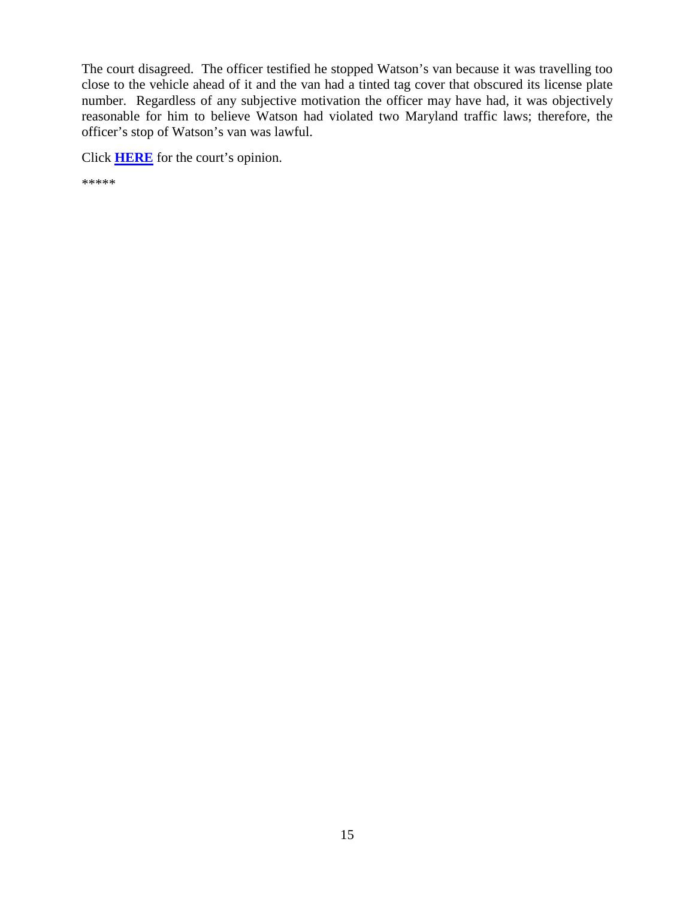The court disagreed. The officer testified he stopped Watson's van because it was travelling too close to the vehicle ahead of it and the van had a tinted tag cover that obscured its license plate number. Regardless of any subjective motivation the officer may have had, it was objectively reasonable for him to believe Watson had violated two Maryland traffic laws; therefore, the officer's stop of Watson's van was lawful.

Click **HERE** for the court's opinion.

*****